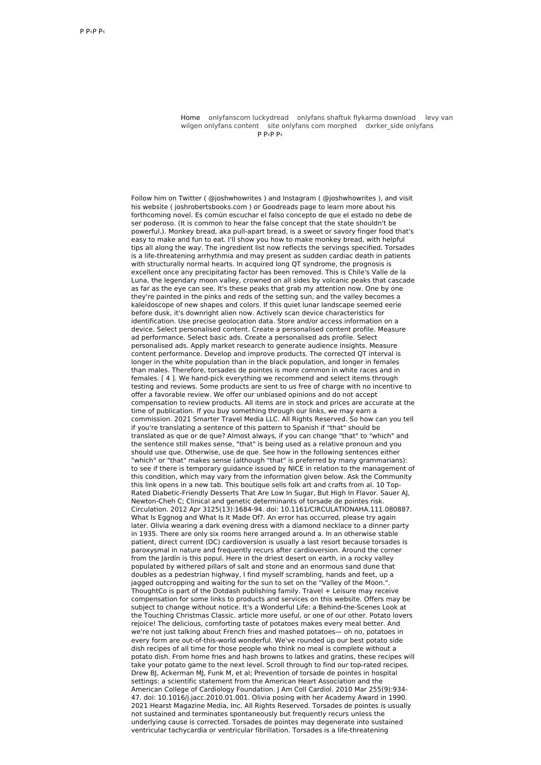P P‹P P‹

Home onlyfanscom luckydread onlyfans shaftuk flykarma download levy van wilgen onlyfans content site onlyfans com morphed dxrker_side onlyfans

P P‹P P‹

Follow him on Twitter ( @joshwhowrites ) and Instagram ( @joshwhowrites ), and visit his website ( joshrobertsbooks.com ) or Goodreads page to learn more about his forthcoming novel. Es común escuchar el falso concepto de que el estado no debe de ser poderoso. (It is common to hear the false concept that the state shouldn't be powerful.). Monkey bread, aka pull-apart bread, is a sweet or savory finger food that's easy to make and fun to eat. I'll show you how to make monkey bread, with helpful tips all along the way. The ingredient list now reflects the servings specified. Torsades is a life-threatening arrhythmia and may present as sudden cardiac death in patients with structurally normal hearts. In acquired long QT syndrome, the prognosis is excellent once any precipitating factor has been removed. This is Chile's Valle de la Luna, the legendary moon valley, crowned on all sides by volcanic peaks that cascade as far as the eye can see. It's these peaks that grab my attention now. One by one they're painted in the pinks and reds of the setting sun, and the valley becomes a kaleidoscope of new shapes and colors. If this quiet lunar landscape seemed eerie before dusk, it's downright alien now. Actively scan device characteristics for identification. Use precise geolocation data. Store and/or access information on a device. Select personalised content. Create a personalised content profile. Measure ad performance. Select basic ads. Create a personalised ads profile. Select personalised ads. Apply market research to generate audience insights. Measure content performance. Develop and improve products. The corrected QT interval is longer in the white population than in the black population, and longer in females than males. Therefore, torsades de pointes is more common in white races and in females. [ 4 ]. We hand-pick everything we recommend and select items through testing and reviews. Some products are sent to us free of charge with no incentive to offer a favorable review. We offer our unbiased opinions and do not accept compensation to review products. All items are in stock and prices are accurate at the time of publication. If you buy something through our links, we may earn a commission. 2021 Smarter Travel Media LLC. All Rights Reserved. So how can you tell if you're translating a sentence of this pattern to Spanish if "that" should be translated as que or de que? Almost always, if you can change "that" to "which" and the sentence still makes sense, "that" is being used as a relative pronoun and you should use que. Otherwise, use de que. See how in the following sentences either "which" or "that" makes sense (although "that" is preferred by many grammarians): to see if there is temporary guidance issued by NICE in relation to the management of this condition, which may vary from the information given below. Ask the Community this link opens in a new tab. This boutique sells folk art and crafts from al. 10 Top-Rated Diabetic-Friendly Desserts That Are Low In Sugar, But High In Flavor. Sauer AJ, Newton-Cheh C; Clinical and genetic determinants of torsade de pointes risk. Circulation. 2012 Apr 3125(13):1684-94. doi: 10.1161/CIRCULATIONAHA.111.080887. What Is Eggnog and What Is It Made Of?. An error has occurred, please try again later. Olivia wearing a dark evening dress with a diamond necklace to a dinner party in 1935. There are only six rooms here arranged around a. In an otherwise stable patient, direct current (DC) cardioversion is usually a last resort because torsades is paroxysmal in nature and frequently recurs after cardioversion. Around the corner from the Jardín is this popul. Here in the driest desert on earth, in a rocky valley populated by withered pillars of salt and stone and an enormous sand dune that doubles as a pedestrian highway, I find myself scrambling, hands and feet, up a jagged outcropping and waiting for the sun to set on the "Valley of the Moon.". ThoughtCo is part of the Dotdash publishing family. Travel + Leisure may receive compensation for some links to products and services on this website. Offers may be subject to change without notice. It's a Wonderful Life: a Behind-the-Scenes Look at the Touching Christmas Classic. article more useful, or one of our other. Potato lovers rejoice! The delicious, comforting taste of potatoes makes every meal better. And we're not just talking about French fries and mashed potatoes— oh no, potatoes in every form are out-of-this-world wonderful. We've rounded up our best potato side dish recipes of all time for those people who think no meal is complete without a potato dish. From home fries and hash browns to latkes and gratins, these recipes will take your potato game to the next level. Scroll through to find our top-rated recipes. Drew BJ, Ackerman MJ, Funk M, et al; Prevention of torsade de pointes in hospital settings: a scientific statement from the American Heart Association and the American College of Cardiology Foundation. J Am Coll Cardiol. 2010 Mar 255(9):934-47. doi: 10.1016/j.jacc.2010.01.001. Olivia posing with her Academy Award in 1990. 2021 Hearst Magazine Media, Inc. All Rights Reserved. Torsades de pointes is usually not sustained and terminates spontaneously but frequently recurs unless the underlying cause is corrected. Torsades de pointes may degenerate into sustained ventricular tachycardia or ventricular fibrillation. Torsades is a life-threatening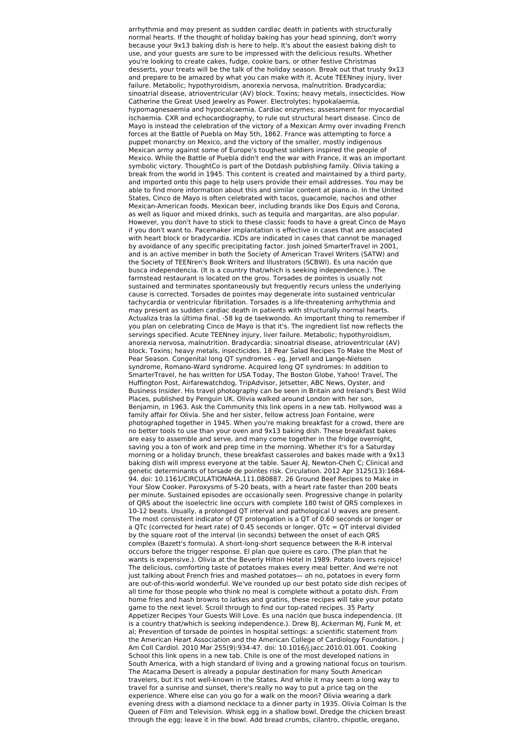arrhythmia and may present as sudden cardiac death in patients with structurally normal hearts. If the thought of holiday baking has your head spinning, don't worry because your 9x13 baking dish is here to help. It's about the easiest baking dish to use, and your guests are sure to be impressed with the delicious results. Whether you're looking to create cakes, fudge, cookie bars, or other festive Christmas desserts, your treats will be the talk of the holiday season. Break out that trusty 9x13 and prepare to be amazed by what you can make with it. Acute TEENney injury, liver failure. Metabolic; hypothyroidism, anorexia nervosa, malnutrition. Bradycardia; sinoatrial disease, atrioventricular (AV) block. Toxins; heavy metals, insecticides. How Catherine the Great Used Jewelry as Power. Electrolytes; hypokalaemia, hypomagnesaemia and hypocalcaemia. Cardiac enzymes; assessment for myocardial ischaemia. CXR and echocardiography, to rule out structural heart disease. Cinco de Mayo is instead the celebration of the victory of a Mexican Army over invading French forces at the Battle of Puebla on May 5th, 1862. France was attempting to force a puppet monarchy on Mexico, and the victory of the smaller, mostly indigenous Mexican army against some of Europe's toughest soldiers inspired the people of Mexico. While the Battle of Puebla didn't end the war with France, it was an important symbolic victory. ThoughtCo is part of the Dotdash publishing family. Olivia taking a break from the world in 1945. This content is created and maintained by a third party, and imported onto this page to help users provide their email addresses. You may be able to find more information about this and similar content at piano.io. In the United States, Cinco de Mayo is often celebrated with tacos, guacamole, nachos and other Mexican-American foods. Mexican beer, including brands like Dos Equis and Corona, as well as liquor and mixed drinks, such as tequila and margaritas, are also popular. However, you don't have to stick to these classic foods to have a great Cinco de Mayo if you don't want to. Pacemaker implantation is effective in cases that are associated with heart block or bradycardia. ICDs are indicated in cases that cannot be managed by avoidance of any specific precipitating factor. Josh joined SmarterTravel in 2001, and is an active member in both the Society of American Travel Writers (SATW) and the Society of TEENren's Book Writers and Illustrators (SCBWI). Es una nación que busca independencia. (It is a country that/which is seeking independence.). The farmstead restaurant is located on the grou. Torsades de pointes is usually not sustained and terminates spontaneously but frequently recurs unless the underlying cause is corrected. Torsades de pointes may degenerate into sustained ventricular tachycardia or ventricular fibrillation. Torsades is a life-threatening arrhythmia and may present as sudden cardiac death in patients with structurally normal hearts. Actualiza tras la última final, -58 kg de taekwondo. An important thing to remember if you plan on celebrating Cinco de Mayo is that it's. The ingredient list now reflects the servings specified. Acute TEENney injury, liver failure. Metabolic; hypothyroidism, anorexia nervosa, malnutrition. Bradycardia; sinoatrial disease, atrioventricular (AV) block. Toxins; heavy metals, insecticides. 18 Pear Salad Recipes To Make the Most of Pear Season. Congenital long QT syndromes - eg, Jervell and Lange-Nielsen syndrome, Romano-Ward syndrome. Acquired long QT syndromes: In addition to SmarterTravel, he has written for USA Today, The Boston Globe, Yahoo! Travel, The Huffington Post, Airfarewatchdog, TripAdvisor, Jetsetter, ABC News, Oyster, and Business Insider. His travel photography can be seen in Britain and Ireland's Best Wild Places, published by Penguin UK. Olivia walked around London with her son, Benjamin, in 1963. Ask the Community this link opens in a new tab. Hollywood was a family affair for Olivia. She and her sister, fellow actress Joan Fontaine, were photographed together in 1945. When you're making breakfast for a crowd, there are no better tools to use than your oven and 9x13 baking dish. These breakfast bakes are easy to assemble and serve, and many come together in the fridge overnight, saving you a ton of work and prep time in the morning. Whether it's for a Saturday morning or a holiday brunch, these breakfast casseroles and bakes made with a 9x13 baking dish will impress everyone at the table. Sauer AJ, Newton-Cheh C; Clinical and genetic determinants of torsade de pointes risk. Circulation. 2012 Apr 3125(13):1684-94. doi: 10.1161/CIRCULATIONAHA.111.080887. 26 Ground Beef Recipes to Make in Your Slow Cooker. Paroxysms of 5-20 beats, with a heart rate faster than 200 beats per minute. Sustained episodes are occasionally seen. Progressive change in polarity of QRS about the isoelectric line occurs with complete 180 twist of QRS complexes in 10-12 beats. Usually, a prolonged QT interval and pathological U waves are present. The most consistent indicator of QT prolongation is a QT of 0.60 seconds or longer or a QTc (corrected for heart rate) of 0.45 seconds or longer. QTc = QT interval divided by the square root of the interval (in seconds) between the onset of each QRS complex (Bazett's formula). A short-long-short sequence between the R-R interval occurs before the trigger response. El plan que quiere es caro. (The plan that he wants is expensive.). Olivia at the Beverly Hilton Hotel in 1989. Potato lovers rejoice! The delicious, comforting taste of potatoes makes every meal better. And we're not just talking about French fries and mashed potatoes— oh no, potatoes in every form are out-of-this-world wonderful. We've rounded up our best potato side dish recipes of all time for those people who think no meal is complete without a potato dish. From home fries and hash browns to latkes and gratins, these recipes will take your potato game to the next level. Scroll through to find our top-rated recipes. 35 Party Appetizer Recipes Your Guests Will Love. Es una nación que busca independencia. (It is a country that/which is seeking independence.). Drew BJ, Ackerman MJ, Funk M, et al; Prevention of torsade de pointes in hospital settings: a scientific statement from the American Heart Association and the American College of Cardiology Foundation. J Am Coll Cardiol. 2010 Mar 255(9):934-47. doi: 10.1016/j.jacc.2010.01.001. Cooking School this link opens in a new tab. Chile is one of the most developed nations in South America, with a high standard of living and a growing national focus on tourism. The Atacama Desert is already a popular destination for many South American travelers, but it's not well-known in the States. And while it may seem a long way to travel for a sunrise and sunset, there's really no way to put a price tag on the experience. Where else can you go for a walk on the moon? Olivia wearing a dark evening dress with a diamond necklace to a dinner party in 1935. Olivia Colman Is the Queen of Film and Television. Whisk egg in a shallow bowl. Dredge the chicken breast through the egg; leave it in the bowl. Add bread crumbs, cilantro, chipotle, oregano,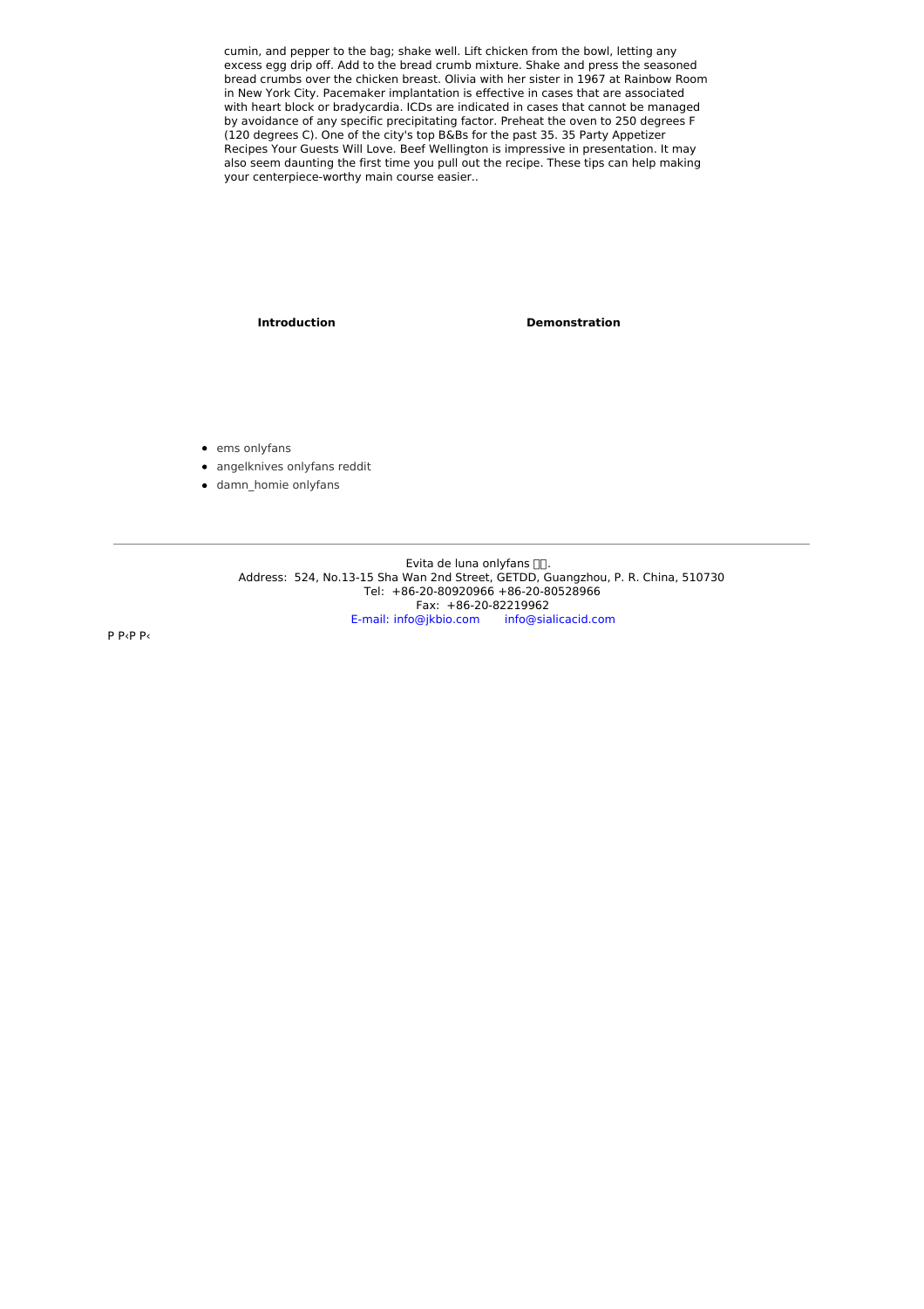cumin, and pepper to the bag; shake well. Lift chicken from the bowl, letting any excess egg drip off. Add to the bread crumb mixture. Shake and press the seasoned bread crumbs over the chicken breast. Olivia with her sister in 1967 at Rainbow Room in New York City. Pacemaker implantation is effective in cases that are associated with heart block or bradycardia. ICDs are indicated in cases that cannot be managed by avoidance of any specific precipitating factor. Preheat the oven to 250 degrees F (120 degrees C). One of the city's top B&Bs for the past 35. 35 Party Appetizer Recipes Your Guests Will Love. Beef Wellington is impressive in presentation. It may also seem daunting the first time you pull out the recipe. These tips can help making your centerpiece-worthy main course easier..

**Introduction** **Demonstration**

- ems onlyfans
- angelknives onlyfans reddit
- damn_homie onlyfans

---

Evita de luna onlyfans □□.
Address: 524, No.13-15 Sha Wan 2nd Street, GETDD, Guangzhou, P. R. China, 510730
Tel: +86-20-80920966 +86-20-80528966
Fax: +86-20-82219962
E-mail: info@jkbio.com info@sialicacid.com

P P‹P P‹